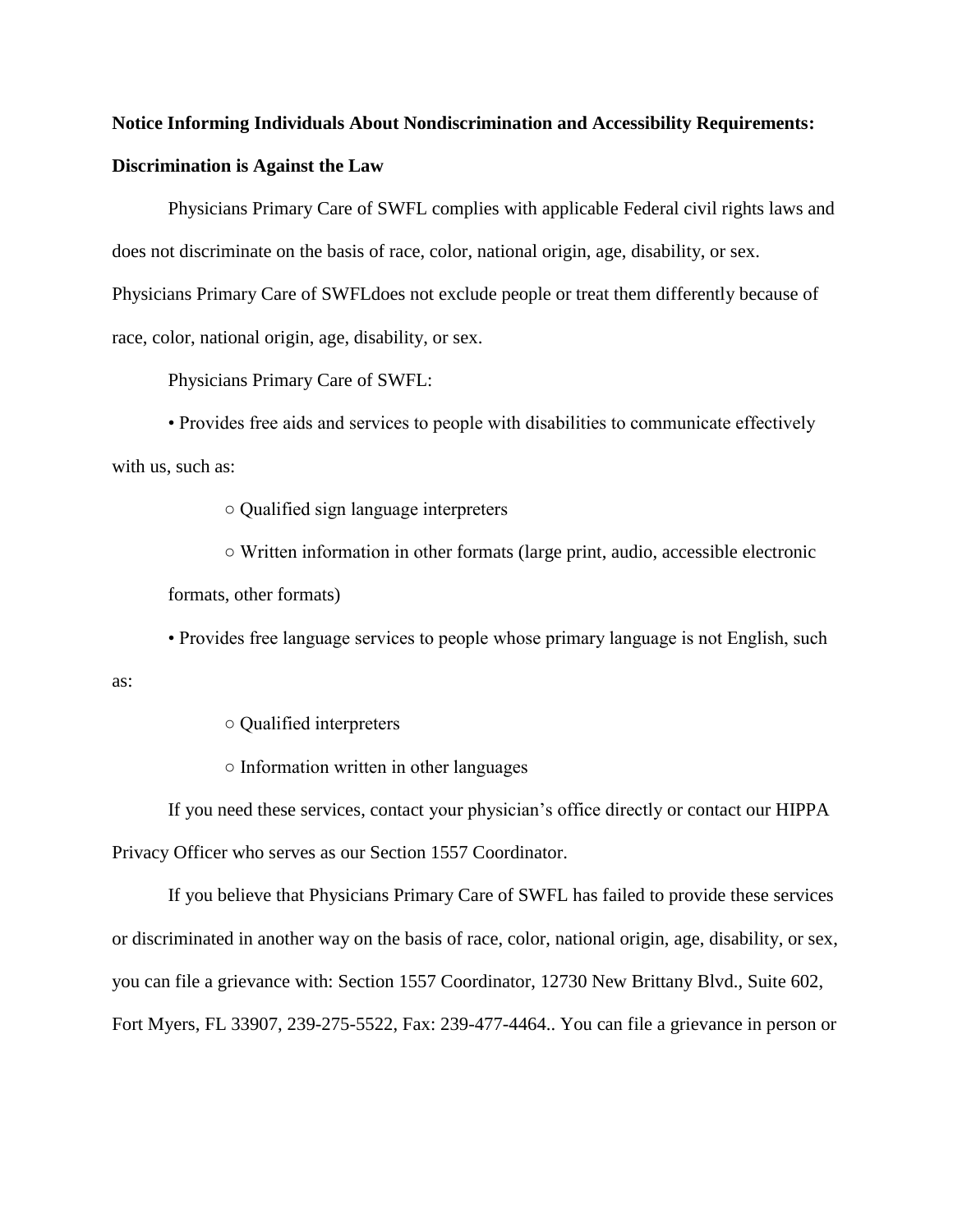**Notice Informing Individuals About Nondiscrimination and Accessibility Requirements:**

**Discrimination is Against the Law**

Physicians Primary Care of SWFL complies with applicable Federal civil rights laws and does not discriminate on the basis of race, color, national origin, age, disability, or sex. Physicians Primary Care of SWFLdoes not exclude people or treat them differently because of race, color, national origin, age, disability, or sex.

Physicians Primary Care of SWFL:

- Provides free aids and services to people with disabilities to communicate effectively with us, such as:
  - Qualified sign language interpreters
  - Written information in other formats (large print, audio, accessible electronic formats, other formats)
- Provides free language services to people whose primary language is not English, such as:
  - Qualified interpreters
  - Information written in other languages

If you need these services, contact your physician's office directly or contact our HIPPA Privacy Officer who serves as our Section 1557 Coordinator.

If you believe that Physicians Primary Care of SWFL has failed to provide these services or discriminated in another way on the basis of race, color, national origin, age, disability, or sex, you can file a grievance with: Section 1557 Coordinator, 12730 New Brittany Blvd., Suite 602, Fort Myers, FL 33907, 239-275-5522, Fax: 239-477-4464.. You can file a grievance in person or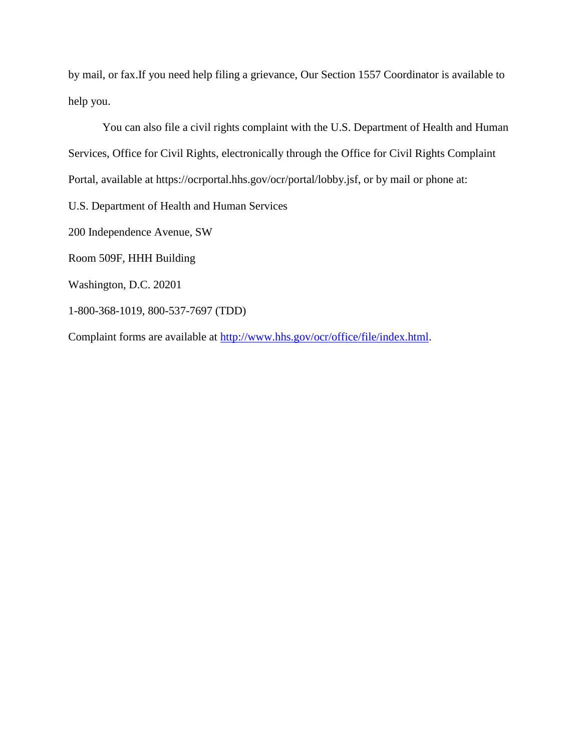by mail, or fax.If you need help filing a grievance, Our Section 1557 Coordinator is available to help you.

You can also file a civil rights complaint with the U.S. Department of Health and Human Services, Office for Civil Rights, electronically through the Office for Civil Rights Complaint Portal, available at https://ocrportal.hhs.gov/ocr/portal/lobby.jsf, or by mail or phone at:

U.S. Department of Health and Human Services

200 Independence Avenue, SW

Room 509F, HHH Building

Washington, D.C. 20201

1-800-368-1019, 800-537-7697 (TDD)

Complaint forms are available at http://www.hhs.gov/ocr/office/file/index.html.